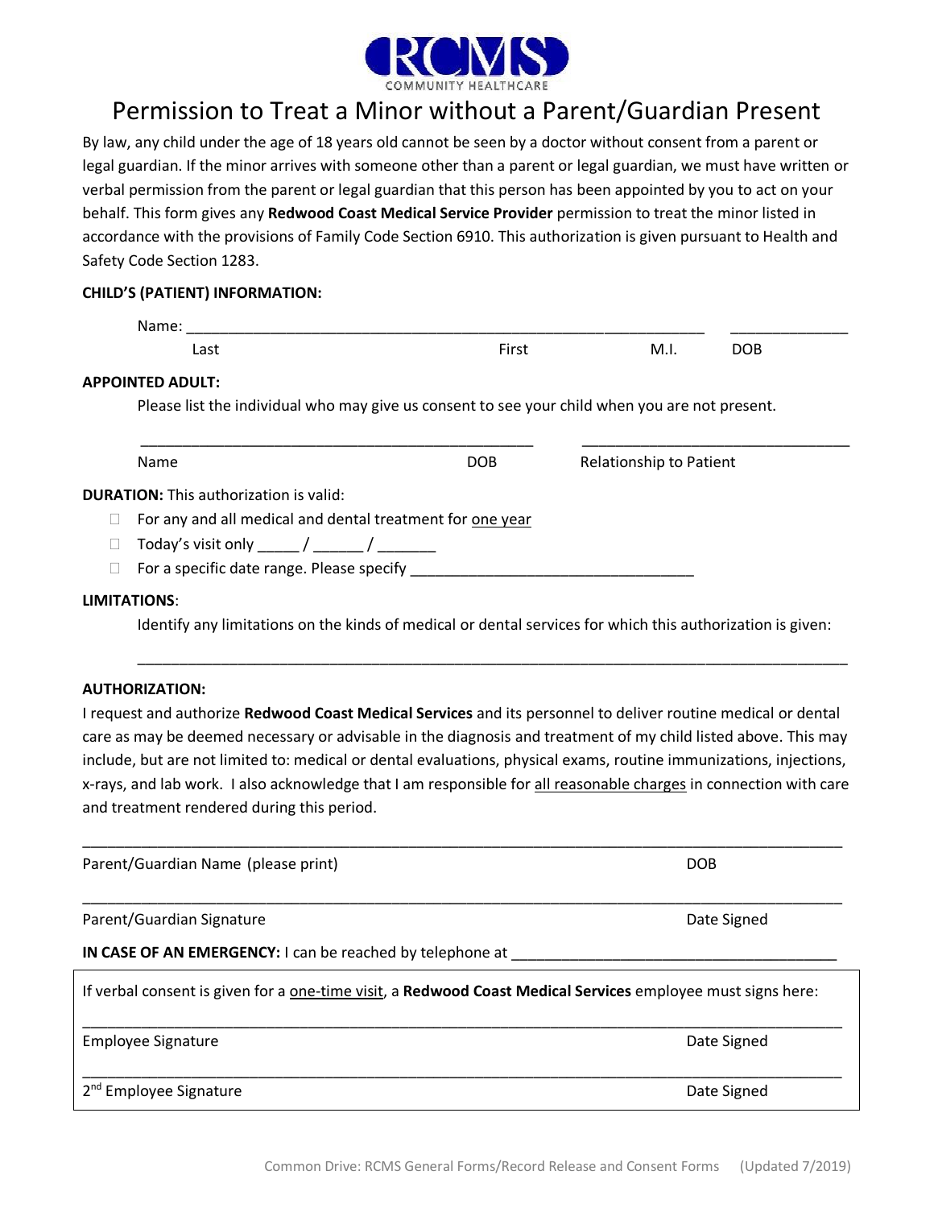RCMS
COMMUNITY HEALTHCARE

# Permission to Treat a Minor without a Parent/Guardian Present

By law, any child under the age of 18 years old cannot be seen by a doctor without consent from a parent or legal guardian. If the minor arrives with someone other than a parent or legal guardian, we must have written or verbal permission from the parent or legal guardian that this person has been appointed by you to act on your behalf. This form gives any **Redwood Coast Medical Service Provider** permission to treat the minor listed in accordance with the provisions of Family Code Section 6910. This authorization is given pursuant to Health and Safety Code Section 1283.

**CHILD'S (PATIENT) INFORMATION:**

Name: ___________________________________________________________ ______________

Last                                        First                M.I.        DOB

**APPOINTED ADULT:**

Please list the individual who may give us consent to see your child when you are not present.

_______________________________________________ ________________________________

Name                                        DOB        Relationship to Patient

**DURATION:** This authorization is valid:

- ☐ For any and all medical and dental treatment for <u>one year</u>
- ☐ Today's visit only _____ / ______ / _______
- ☐ For a specific date range. Please specify _________________________________

**LIMITATIONS**:

Identify any limitations on the kinds of medical or dental services for which this authorization is given:

_____________________________________________________________________________________

**AUTHORIZATION:**

I request and authorize **Redwood Coast Medical Services** and its personnel to deliver routine medical or dental care as may be deemed necessary or advisable in the diagnosis and treatment of my child listed above. This may include, but are not limited to: medical or dental evaluations, physical exams, routine immunizations, injections, x-rays, and lab work. I also acknowledge that I am responsible for <u>all reasonable charges</u> in connection with care and treatment rendered during this period.

_____________________________________________________________________________________

Parent/Guardian Name (please print)                                        DOB

_____________________________________________________________________________________

Parent/Guardian Signature                                        Date Signed

**IN CASE OF AN EMERGENCY:** I can be reached by telephone at ______________________________________

If verbal consent is given for a <u>one-time visit</u>, a **Redwood Coast Medical Services** employee must signs here:

_____________________________________________________________________________________

Employee Signature                                        Date Signed

_____________________________________________________________________________________

2nd Employee Signature                                        Date Signed

Common Drive: RCMS General Forms/Record Release and Consent Forms (Updated 7/2019)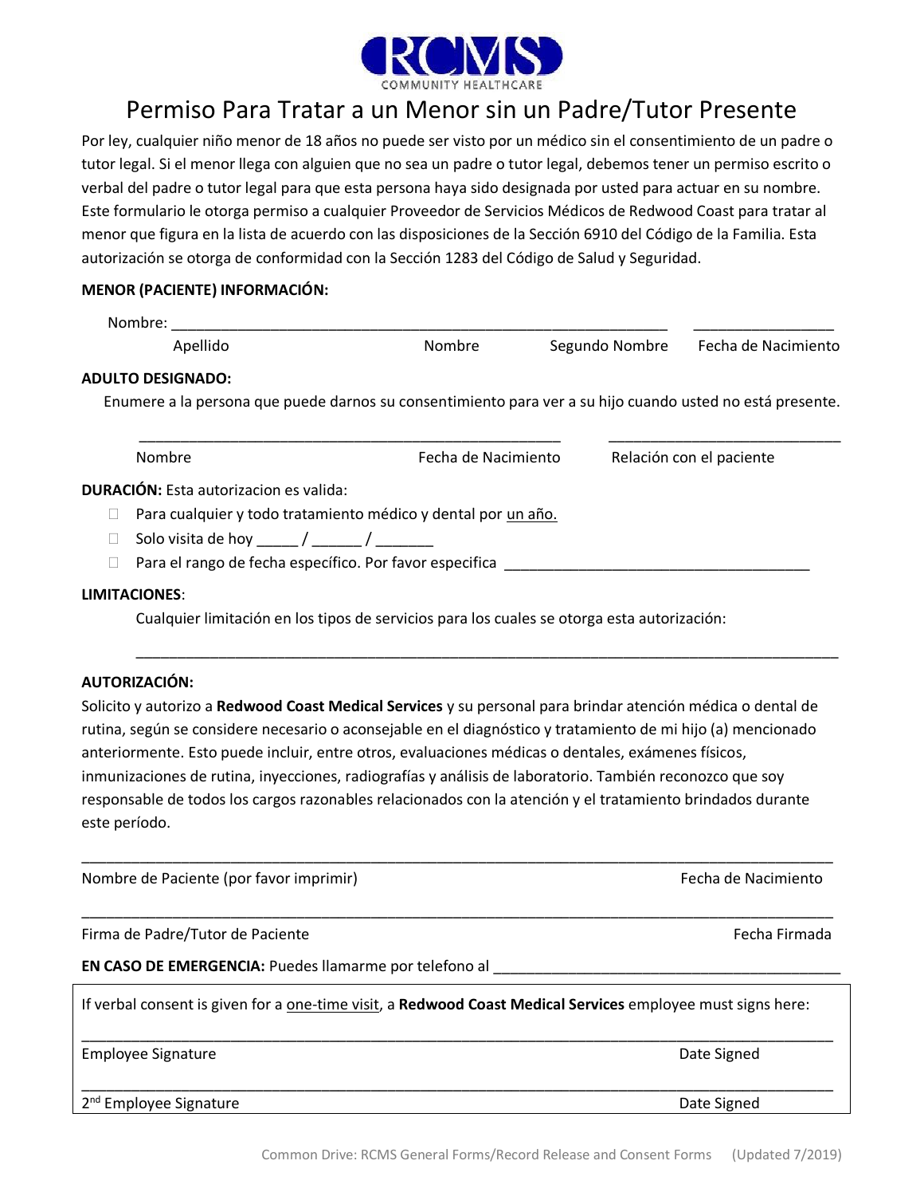RCMS
COMMUNITY HEALTHCARE

# Permiso Para Tratar a un Menor sin un Padre/Tutor Presente

Por ley, cualquier niño menor de 18 años no puede ser visto por un médico sin el consentimiento de un padre o tutor legal. Si el menor llega con alguien que no sea un padre o tutor legal, debemos tener un permiso escrito o verbal del padre o tutor legal para que esta persona haya sido designada por usted para actuar en su nombre. Este formulario le otorga permiso a cualquier Proveedor de Servicios Médicos de Redwood Coast para tratar al menor que figura en la lista de acuerdo con las disposiciones de la Sección 6910 del Código de la Familia. Esta autorización se otorga de conformidad con la Sección 1283 del Código de Salud y Seguridad.

**MENOR (PACIENTE) INFORMACIÓN:**

Nombre: ______________________________________________________________ _________________

Apellido Nombre Segundo Nombre Fecha de Nacimiento

**ADULTO DESIGNADO:**

Enumere a la persona que puede darnos su consentimiento para ver a su hijo cuando usted no está presente.

_____________________________________________________ _____________________________

Nombre Fecha de Nacimiento Relación con el paciente

**DURACIÓN:** Esta autorizacion es valida:

- ☐ Para cualquier y todo tratamiento médico y dental por <u>un año.</u>
- ☐ Solo visita de hoy _____ / ______ / _______
- ☐ Para el rango de fecha específico. Por favor especifica _____________________________________

**LIMITACIONES**:

Cualquier limitación en los tipos de servicios para los cuales se otorga esta autorización:

_________________________________________________________________________________________

**AUTORIZACIÓN:**

Solicito y autorizo a **Redwood Coast Medical Services** y su personal para brindar atención médica o dental de rutina, según se considere necesario o aconsejable en el diagnóstico y tratamiento de mi hijo (a) mencionado anteriormente. Esto puede incluir, entre otros, evaluaciones médicas o dentales, exámenes físicos, inmunizaciones de rutina, inyecciones, radiografías y análisis de laboratorio. También reconozco que soy responsable de todos los cargos razonables relacionados con la atención y el tratamiento brindados durante este período.

_______________________________________________________________________________________________

Nombre de Paciente (por favor imprimir) Fecha de Nacimiento

_______________________________________________________________________________________________

Firma de Padre/Tutor de Paciente Fecha Firmada

**EN CASO DE EMERGENCIA:** Puedes llamarme por telefono al __________________________________________

If verbal consent is given for a <u>one-time visit</u>, a **Redwood Coast Medical Services** employee must signs here:

_______________________________________________________________________________________________

Employee Signature Date Signed

_______________________________________________________________________________________________

2nd Employee Signature Date Signed

Common Drive: RCMS General Forms/Record Release and Consent Forms (Updated 7/2019)